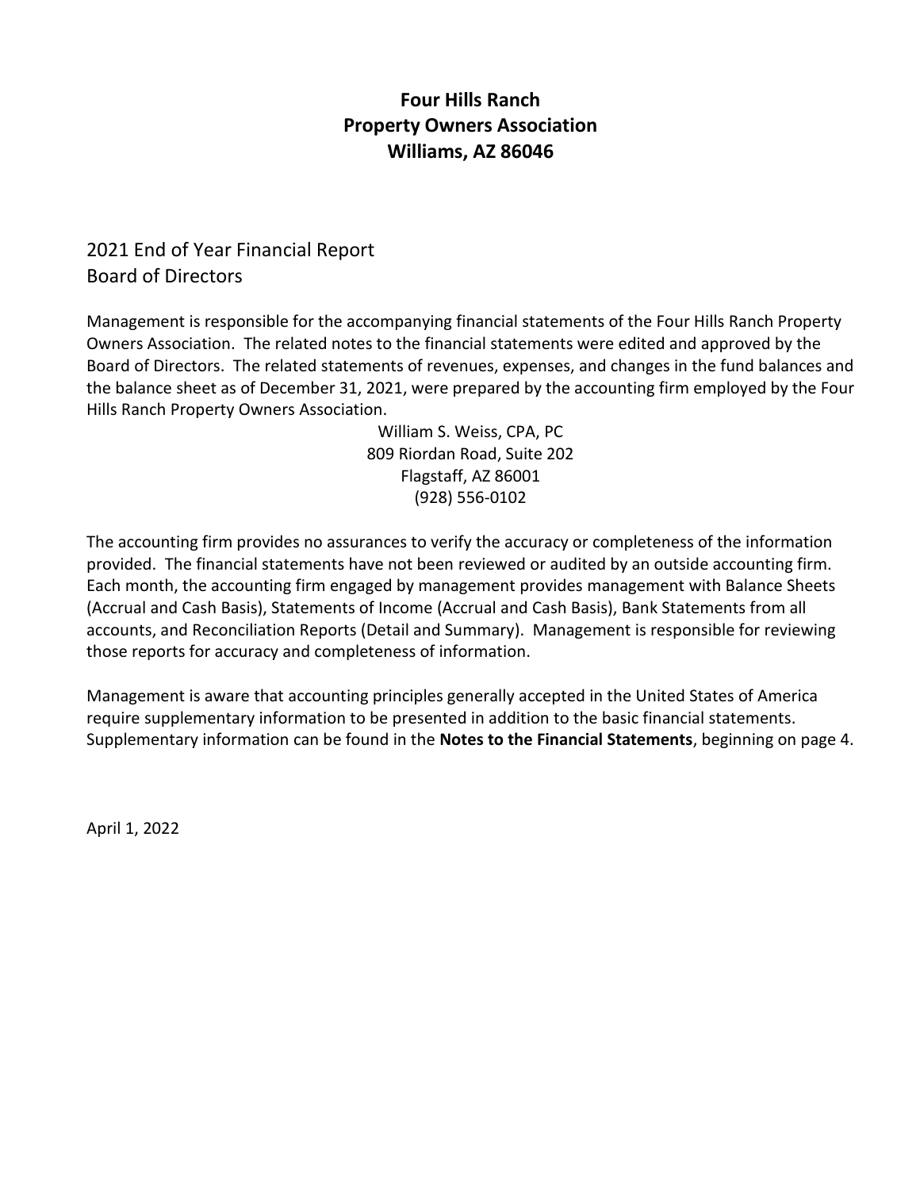# Four Hills Ranch
# Property Owners Association
# Williams, AZ 86046

2021 End of Year Financial Report
Board of Directors

Management is responsible for the accompanying financial statements of the Four Hills Ranch Property Owners Association. The related notes to the financial statements were edited and approved by the Board of Directors. The related statements of revenues, expenses, and changes in the fund balances and the balance sheet as of December 31, 2021, were prepared by the accounting firm employed by the Four Hills Ranch Property Owners Association.

William S. Weiss, CPA, PC
809 Riordan Road, Suite 202
Flagstaff, AZ 86001
(928) 556-0102

The accounting firm provides no assurances to verify the accuracy or completeness of the information provided. The financial statements have not been reviewed or audited by an outside accounting firm. Each month, the accounting firm engaged by management provides management with Balance Sheets (Accrual and Cash Basis), Statements of Income (Accrual and Cash Basis), Bank Statements from all accounts, and Reconciliation Reports (Detail and Summary). Management is responsible for reviewing those reports for accuracy and completeness of information.

Management is aware that accounting principles generally accepted in the United States of America require supplementary information to be presented in addition to the basic financial statements. Supplementary information can be found in the **Notes to the Financial Statements**, beginning on page 4.

April 1, 2022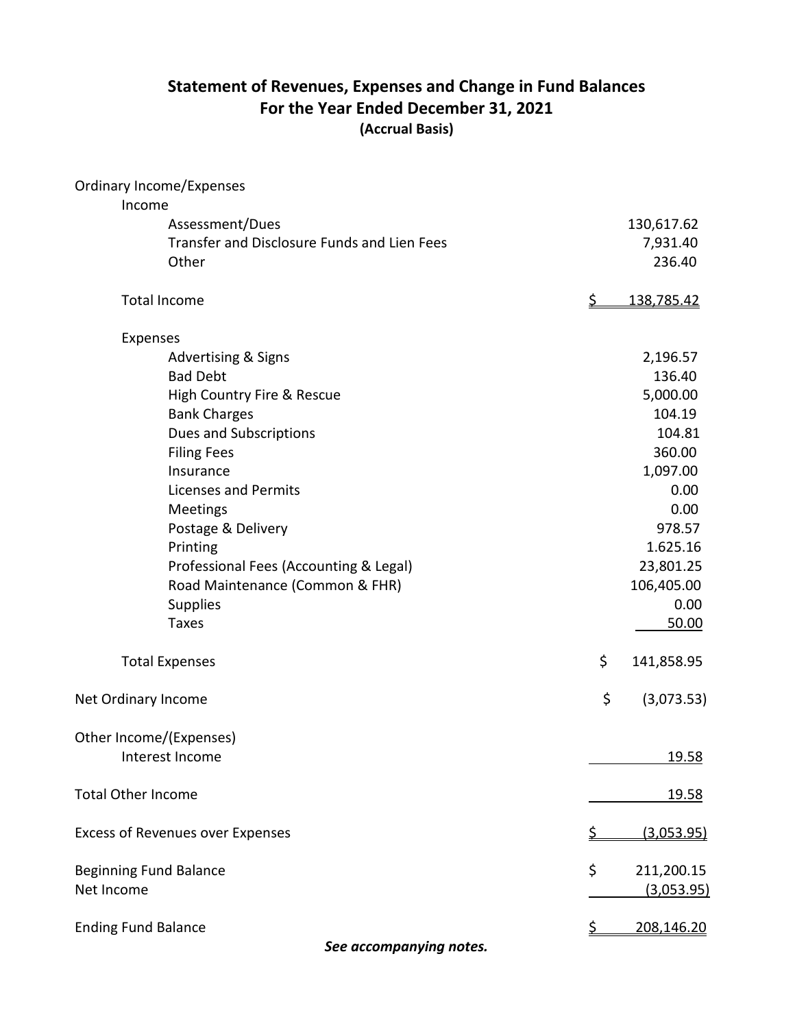## Statement of Revenues, Expenses and Change in Fund Balances
## For the Year Ended December 31, 2021
**(Accrual Basis)**

| | |
|---|---|
| Ordinary Income/Expenses | |
| Income | |
| Assessment/Dues | 130,617.62 |
| Transfer and Disclosure Funds and Lien Fees | 7,931.40 |
| Other | 236.40 |
| Total Income | $ 138,785.42 |
| Expenses | |
| Advertising & Signs | 2,196.57 |
| Bad Debt | 136.40 |
| High Country Fire & Rescue | 5,000.00 |
| Bank Charges | 104.19 |
| Dues and Subscriptions | 104.81 |
| Filing Fees | 360.00 |
| Insurance | 1,097.00 |
| Licenses and Permits | 0.00 |
| Meetings | 0.00 |
| Postage & Delivery | 978.57 |
| Printing | 1.625.16 |
| Professional Fees (Accounting & Legal) | 23,801.25 |
| Road Maintenance (Common & FHR) | 106,405.00 |
| Supplies | 0.00 |
| Taxes | 50.00 |
| Total Expenses | $ 141,858.95 |
| Net Ordinary Income | $ (3,073.53) |
| Other Income/(Expenses) | |
| Interest Income | 19.58 |
| Total Other Income | 19.58 |
| Excess of Revenues over Expenses | $ (3,053.95) |
| Beginning Fund Balance | $ 211,200.15 |
| Net Income | (3,053.95) |
| Ending Fund Balance | $ 208,146.20 |

***See accompanying notes.***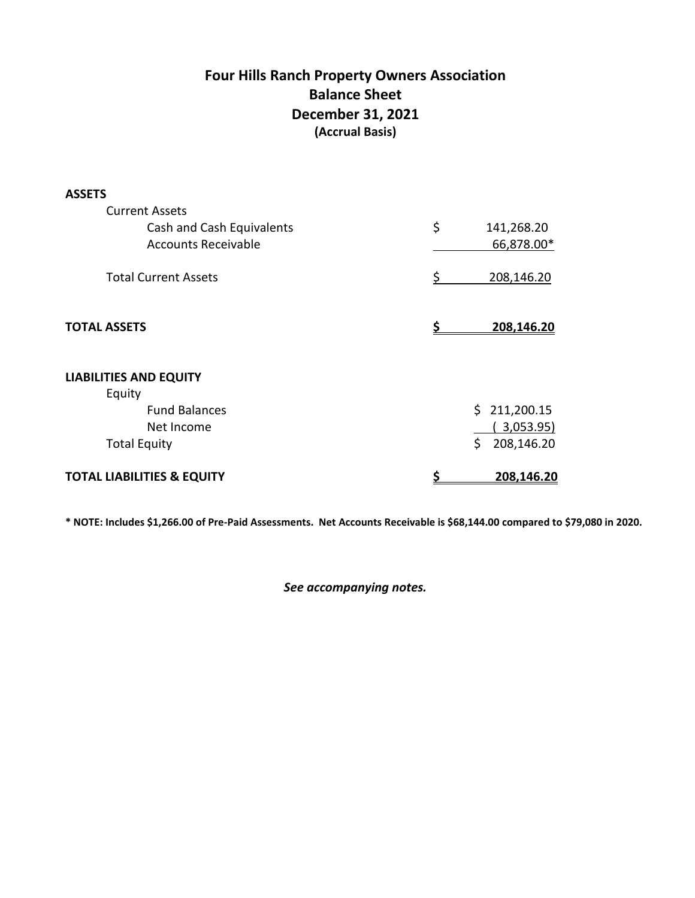# Four Hills Ranch Property Owners Association
## Balance Sheet
## December 31, 2021
**(Accrual Basis)**

| | |
|---|---|
| **ASSETS** | |
| Current Assets | |
| Cash and Cash Equivalents | $ 141,268.20 |
| Accounts Receivable | 66,878.00* |
| Total Current Assets | $ 208,146.20 |
| **TOTAL ASSETS** | **$ 208,146.20** |
| **LIABILITIES AND EQUITY** | |
| Equity | |
| Fund Balances | $ 211,200.15 |
| Net Income | ( 3,053.95) |
| Total Equity | $ 208,146.20 |
| **TOTAL LIABILITIES & EQUITY** | **$ 208,146.20** |

**\* NOTE: Includes $1,266.00 of Pre-Paid Assessments. Net Accounts Receivable is $68,144.00 compared to $79,080 in 2020.**

***See accompanying notes.***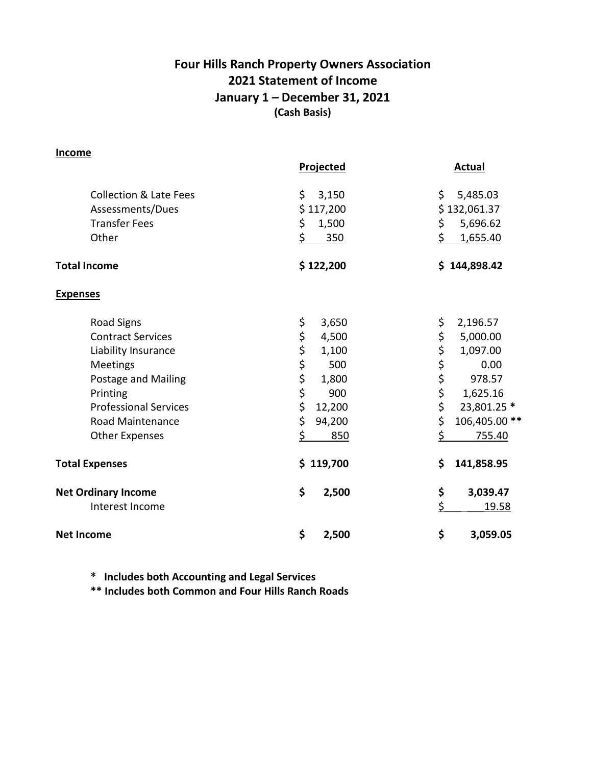# Four Hills Ranch Property Owners Association
## 2021 Statement of Income
## January 1 – December 31, 2021
**(Cash Basis)**

| **Income** | **Projected** | **Actual** |
|---|---|---|
| Collection & Late Fees | $ 3,150 | $ 5,485.03 |
| Assessments/Dues | $ 117,200 | $ 132,061.37 |
| Transfer Fees | $ 1,500 | $ 5,696.62 |
| Other | $ 350 | $ 1,655.40 |
| **Total Income** | **$ 122,200** | **$ 144,898.42** |
| **Expenses** | | |
| Road Signs | $ 3,650 | $ 2,196.57 |
| Contract Services | $ 4,500 | $ 5,000.00 |
| Liability Insurance | $ 1,100 | $ 1,097.00 |
| Meetings | $ 500 | $ 0.00 |
| Postage and Mailing | $ 1,800 | $ 978.57 |
| Printing | $ 900 | $ 1,625.16 |
| Professional Services | $ 12,200 | $ 23,801.25 * |
| Road Maintenance | $ 94,200 | $ 106,405.00 ** |
| Other Expenses | $ 850 | $ 755.40 |
| **Total Expenses** | **$ 119,700** | **$ 141,858.95** |
| **Net Ordinary Income** | **$ 2,500** | **$ 3,039.47** |
| Interest Income | | $ 19.58 |
| **Net Income** | **$ 2,500** | **$ 3,059.05** |

**\* Includes both Accounting and Legal Services**

**\*\* Includes both Common and Four Hills Ranch Roads**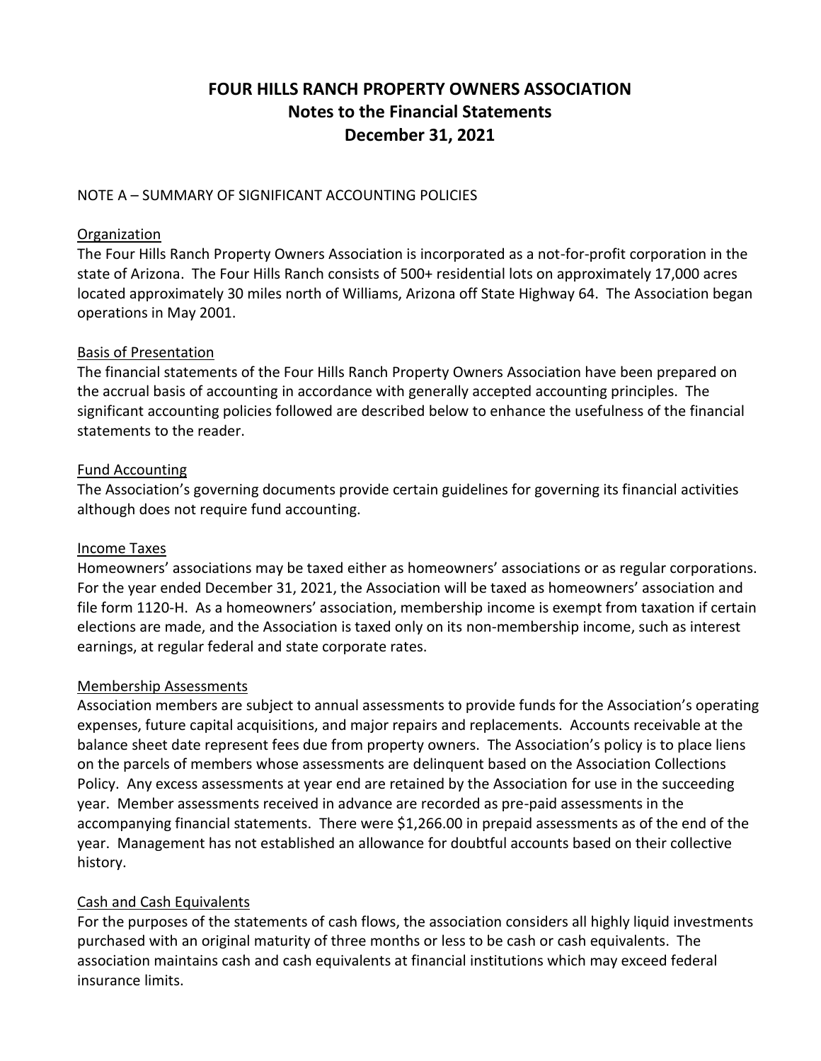# FOUR HILLS RANCH PROPERTY OWNERS ASSOCIATION
## Notes to the Financial Statements
## December 31, 2021

NOTE A – SUMMARY OF SIGNIFICANT ACCOUNTING POLICIES

Organization

The Four Hills Ranch Property Owners Association is incorporated as a not-for-profit corporation in the state of Arizona. The Four Hills Ranch consists of 500+ residential lots on approximately 17,000 acres located approximately 30 miles north of Williams, Arizona off State Highway 64. The Association began operations in May 2001.

Basis of Presentation

The financial statements of the Four Hills Ranch Property Owners Association have been prepared on the accrual basis of accounting in accordance with generally accepted accounting principles. The significant accounting policies followed are described below to enhance the usefulness of the financial statements to the reader.

Fund Accounting

The Association's governing documents provide certain guidelines for governing its financial activities although does not require fund accounting.

Income Taxes

Homeowners' associations may be taxed either as homeowners' associations or as regular corporations. For the year ended December 31, 2021, the Association will be taxed as homeowners' association and file form 1120-H. As a homeowners' association, membership income is exempt from taxation if certain elections are made, and the Association is taxed only on its non-membership income, such as interest earnings, at regular federal and state corporate rates.

Membership Assessments

Association members are subject to annual assessments to provide funds for the Association's operating expenses, future capital acquisitions, and major repairs and replacements. Accounts receivable at the balance sheet date represent fees due from property owners. The Association's policy is to place liens on the parcels of members whose assessments are delinquent based on the Association Collections Policy. Any excess assessments at year end are retained by the Association for use in the succeeding year. Member assessments received in advance are recorded as pre-paid assessments in the accompanying financial statements. There were $1,266.00 in prepaid assessments as of the end of the year. Management has not established an allowance for doubtful accounts based on their collective history.

Cash and Cash Equivalents

For the purposes of the statements of cash flows, the association considers all highly liquid investments purchased with an original maturity of three months or less to be cash or cash equivalents. The association maintains cash and cash equivalents at financial institutions which may exceed federal insurance limits.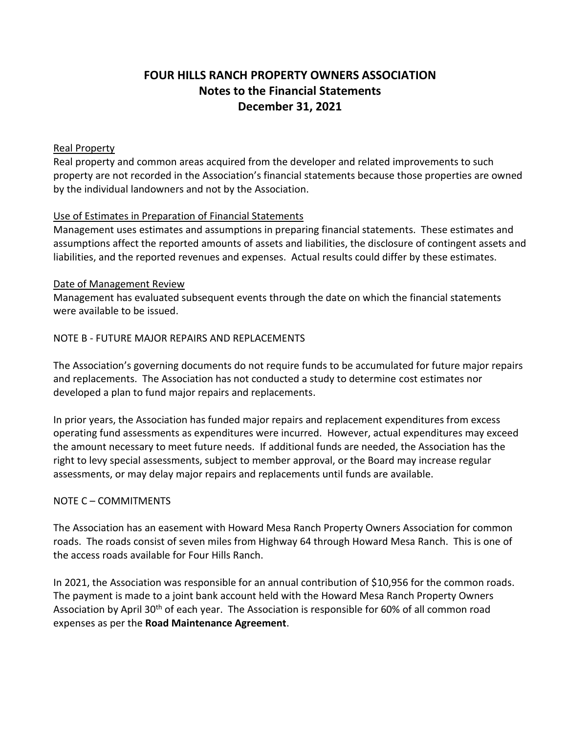# FOUR HILLS RANCH PROPERTY OWNERS ASSOCIATION
## Notes to the Financial Statements
## December 31, 2021

Real Property

Real property and common areas acquired from the developer and related improvements to such property are not recorded in the Association's financial statements because those properties are owned by the individual landowners and not by the Association.

Use of Estimates in Preparation of Financial Statements

Management uses estimates and assumptions in preparing financial statements. These estimates and assumptions affect the reported amounts of assets and liabilities, the disclosure of contingent assets and liabilities, and the reported revenues and expenses. Actual results could differ by these estimates.

Date of Management Review

Management has evaluated subsequent events through the date on which the financial statements were available to be issued.

NOTE B - FUTURE MAJOR REPAIRS AND REPLACEMENTS

The Association's governing documents do not require funds to be accumulated for future major repairs and replacements. The Association has not conducted a study to determine cost estimates nor developed a plan to fund major repairs and replacements.

In prior years, the Association has funded major repairs and replacement expenditures from excess operating fund assessments as expenditures were incurred. However, actual expenditures may exceed the amount necessary to meet future needs. If additional funds are needed, the Association has the right to levy special assessments, subject to member approval, or the Board may increase regular assessments, or may delay major repairs and replacements until funds are available.

NOTE C – COMMITMENTS

The Association has an easement with Howard Mesa Ranch Property Owners Association for common roads. The roads consist of seven miles from Highway 64 through Howard Mesa Ranch. This is one of the access roads available for Four Hills Ranch.

In 2021, the Association was responsible for an annual contribution of $10,956 for the common roads. The payment is made to a joint bank account held with the Howard Mesa Ranch Property Owners Association by April 30th of each year. The Association is responsible for 60% of all common road expenses as per the **Road Maintenance Agreement**.